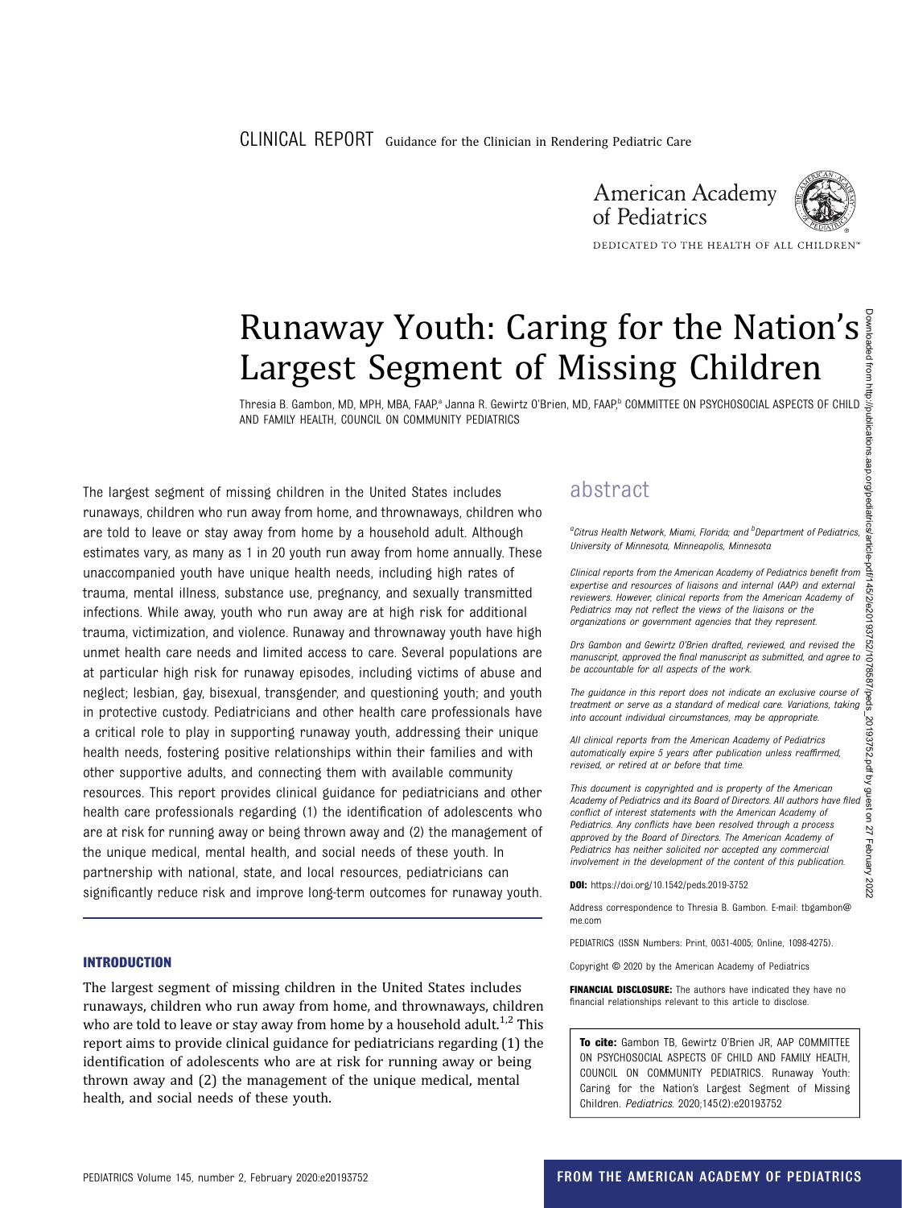CLINICAL REPORT Guidance for the Clinician in Rendering Pediatric Care

# Runaway Youth: Caring for the Nation's Largest Segment of Missing Children

Thresia B. Gambon, MD, MPH, MBA, FAAP,[a] Janna R. Gewirtz O'Brien, MD, FAAP,[b] COMMITTEE ON PSYCHOSOCIAL ASPECTS OF CHILD AND FAMILY HEALTH, COUNCIL ON COMMUNITY PEDIATRICS

## abstract

The largest segment of missing children in the United States includes runaways, children who run away from home, and thrownaways, children who are told to leave or stay away from home by a household adult. Although estimates vary, as many as 1 in 20 youth run away from home annually. These unaccompanied youth have unique health needs, including high rates of trauma, mental illness, substance use, pregnancy, and sexually transmitted infections. While away, youth who run away are at high risk for additional trauma, victimization, and violence. Runaway and thrownaway youth have high unmet health care needs and limited access to care. Several populations are at particular high risk for runaway episodes, including victims of abuse and neglect; lesbian, gay, bisexual, transgender, and questioning youth; and youth in protective custody. Pediatricians and other health care professionals have a critical role to play in supporting runaway youth, addressing their unique health needs, fostering positive relationships within their families and with other supportive adults, and connecting them with available community resources. This report provides clinical guidance for pediatricians and other health care professionals regarding (1) the identification of adolescents who are at risk for running away or being thrown away and (2) the management of the unique medical, mental health, and social needs of these youth. In partnership with national, state, and local resources, pediatricians can significantly reduce risk and improve long-term outcomes for runaway youth.

## INTRODUCTION

The largest segment of missing children in the United States includes runaways, children who run away from home, and thrownaways, children who are told to leave or stay away from home by a household adult.[1,2] This report aims to provide clinical guidance for pediatricians regarding (1) the identification of adolescents who are at risk for running away or being thrown away and (2) the management of the unique medical, mental health, and social needs of these youth.

[a]*Citrus Health Network, Miami, Florida; and* [b]*Department of Pediatrics, University of Minnesota, Minneapolis, Minnesota*

*Clinical reports from the American Academy of Pediatrics benefit from expertise and resources of liaisons and internal (AAP) and external reviewers. However, clinical reports from the American Academy of Pediatrics may not reflect the views of the liaisons or the organizations or government agencies that they represent.*

*Drs Gambon and Gewirtz O'Brien drafted, reviewed, and revised the manuscript, approved the final manuscript as submitted, and agree to be accountable for all aspects of the work.*

*The guidance in this report does not indicate an exclusive course of treatment or serve as a standard of medical care. Variations, taking into account individual circumstances, may be appropriate.*

*All clinical reports from the American Academy of Pediatrics automatically expire 5 years after publication unless reaffirmed, revised, or retired at or before that time.*

*This document is copyrighted and is property of the American Academy of Pediatrics and its Board of Directors. All authors have filed conflict of interest statements with the American Academy of Pediatrics. Any conflicts have been resolved through a process approved by the Board of Directors. The American Academy of Pediatrics has neither solicited nor accepted any commercial involvement in the development of the content of this publication.*

**DOI:** https://doi.org/10.1542/peds.2019-3752

Address correspondence to Thresia B. Gambon. E-mail: tbgambon@me.com

PEDIATRICS (ISSN Numbers: Print, 0031-4005; Online, 1098-4275).

Copyright © 2020 by the American Academy of Pediatrics

**FINANCIAL DISCLOSURE:** The authors have indicated they have no financial relationships relevant to this article to disclose.

**To cite:** Gambon TB, Gewirtz O'Brien JR, AAP COMMITTEE ON PSYCHOSOCIAL ASPECTS OF CHILD AND FAMILY HEALTH, COUNCIL ON COMMUNITY PEDIATRICS. Runaway Youth: Caring for the Nation's Largest Segment of Missing Children. *Pediatrics.* 2020;145(2):e20193752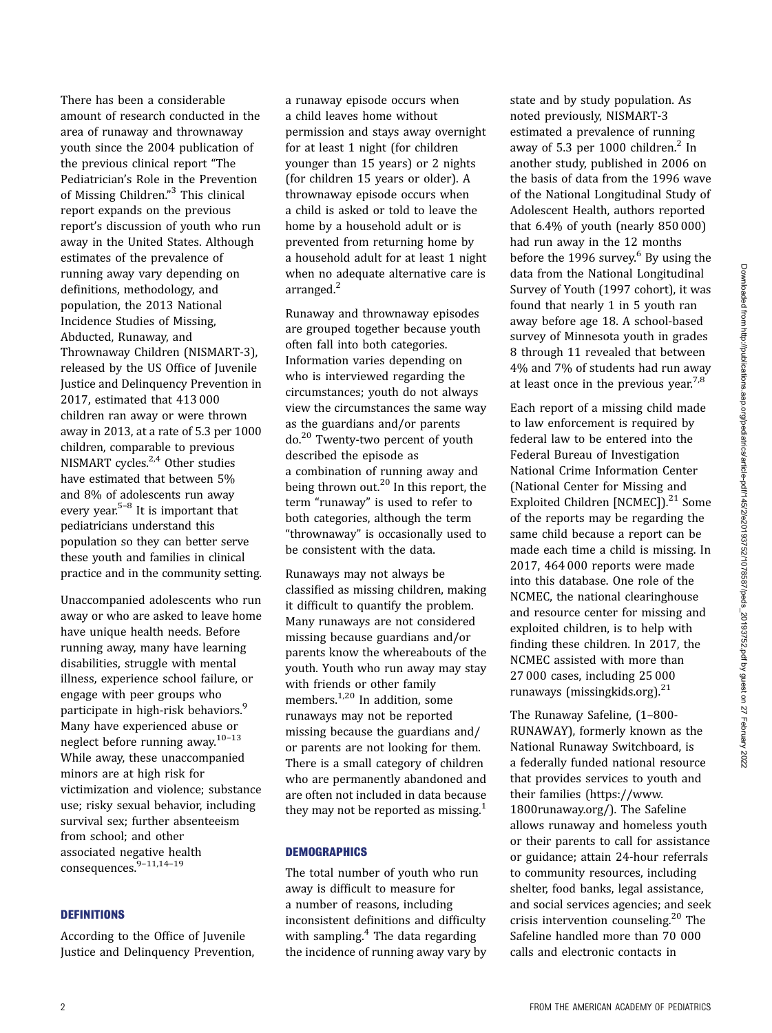There has been a considerable amount of research conducted in the area of runaway and thrownaway youth since the 2004 publication of the previous clinical report "The Pediatrician's Role in the Prevention of Missing Children."[3] This clinical report expands on the previous report's discussion of youth who run away in the United States. Although estimates of the prevalence of running away vary depending on definitions, methodology, and population, the 2013 National Incidence Studies of Missing, Abducted, Runaway, and Thrownaway Children (NISMART-3), released by the US Office of Juvenile Justice and Delinquency Prevention in 2017, estimated that 413 000 children ran away or were thrown away in 2013, at a rate of 5.3 per 1000 children, comparable to previous NISMART cycles.[2,4] Other studies have estimated that between 5% and 8% of adolescents run away every year.[5–8] It is important that pediatricians understand this population so they can better serve these youth and families in clinical practice and in the community setting.

Unaccompanied adolescents who run away or who are asked to leave home have unique health needs. Before running away, many have learning disabilities, struggle with mental illness, experience school failure, or engage with peer groups who participate in high-risk behaviors.[9] Many have experienced abuse or neglect before running away.[10–13] While away, these unaccompanied minors are at high risk for victimization and violence; substance use; risky sexual behavior, including survival sex; further absenteeism from school; and other associated negative health consequences.[9–11,14–19]

## DEFINITIONS

According to the Office of Juvenile Justice and Delinquency Prevention, a runaway episode occurs when a child leaves home without permission and stays away overnight for at least 1 night (for children younger than 15 years) or 2 nights (for children 15 years or older). A thrownaway episode occurs when a child is asked or told to leave the home by a household adult or is prevented from returning home by a household adult for at least 1 night when no adequate alternative care is arranged.[2]

Runaway and thrownaway episodes are grouped together because youth often fall into both categories. Information varies depending on who is interviewed regarding the circumstances; youth do not always view the circumstances the same way as the guardians and/or parents do.[20] Twenty-two percent of youth described the episode as a combination of running away and being thrown out.[20] In this report, the term "runaway" is used to refer to both categories, although the term "thrownaway" is occasionally used to be consistent with the data.

Runaways may not always be classified as missing children, making it difficult to quantify the problem. Many runaways are not considered missing because guardians and/or parents know the whereabouts of the youth. Youth who run away may stay with friends or other family members.[1,20] In addition, some runaways may not be reported missing because the guardians and/or parents are not looking for them. There is a small category of children who are permanently abandoned and are often not included in data because they may not be reported as missing.[1]

## DEMOGRAPHICS

The total number of youth who run away is difficult to measure for a number of reasons, including inconsistent definitions and difficulty with sampling.[4] The data regarding the incidence of running away vary by state and by study population. As noted previously, NISMART-3 estimated a prevalence of running away of 5.3 per 1000 children.[2] In another study, published in 2006 on the basis of data from the 1996 wave of the National Longitudinal Study of Adolescent Health, authors reported that 6.4% of youth (nearly 850 000) had run away in the 12 months before the 1996 survey.[6] By using the data from the National Longitudinal Survey of Youth (1997 cohort), it was found that nearly 1 in 5 youth ran away before age 18. A school-based survey of Minnesota youth in grades 8 through 11 revealed that between 4% and 7% of students had run away at least once in the previous year.[7,8]

Each report of a missing child made to law enforcement is required by federal law to be entered into the Federal Bureau of Investigation National Crime Information Center (National Center for Missing and Exploited Children [NCMEC]).[21] Some of the reports may be regarding the same child because a report can be made each time a child is missing. In 2017, 464 000 reports were made into this database. One role of the NCMEC, the national clearinghouse and resource center for missing and exploited children, is to help with finding these children. In 2017, the NCMEC assisted with more than 27 000 cases, including 25 000 runaways (missingkids.org).[21]

The Runaway Safeline, (1–800-RUNAWAY), formerly known as the National Runaway Switchboard, is a federally funded national resource that provides services to youth and their families (https://www.1800runaway.org/). The Safeline allows runaway and homeless youth or their parents to call for assistance or guidance; attain 24-hour referrals to community resources, including shelter, food banks, legal assistance, and social services agencies; and seek crisis intervention counseling.[20] The Safeline handled more than 70 000 calls and electronic contacts in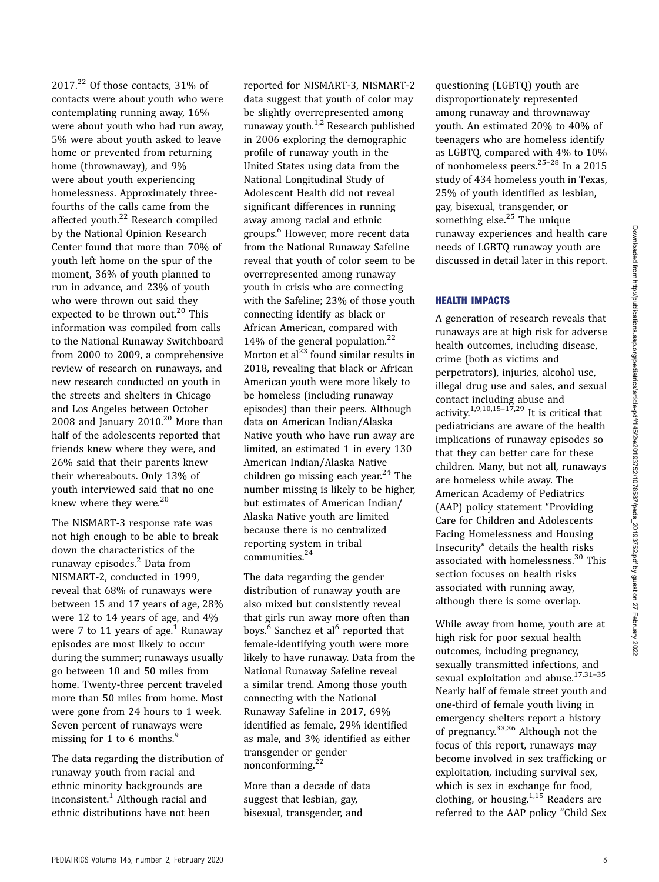2017.[22] Of those contacts, 31% of contacts were about youth who were contemplating running away, 16% were about youth who had run away, 5% were about youth asked to leave home or prevented from returning home (thrownaway), and 9% were about youth experiencing homelessness. Approximately three-fourths of the calls came from the affected youth.[22] Research compiled by the National Opinion Research Center found that more than 70% of youth left home on the spur of the moment, 36% of youth planned to run in advance, and 23% of youth who were thrown out said they expected to be thrown out.[20] This information was compiled from calls to the National Runaway Switchboard from 2000 to 2009, a comprehensive review of research on runaways, and new research conducted on youth in the streets and shelters in Chicago and Los Angeles between October 2008 and January 2010.[20] More than half of the adolescents reported that friends knew where they were, and 26% said that their parents knew their whereabouts. Only 13% of youth interviewed said that no one knew where they were.[20]

The NISMART-3 response rate was not high enough to be able to break down the characteristics of the runaway episodes.[2] Data from NISMART-2, conducted in 1999, reveal that 68% of runaways were between 15 and 17 years of age, 28% were 12 to 14 years of age, and 4% were 7 to 11 years of age.[1] Runaway episodes are most likely to occur during the summer; runaways usually go between 10 and 50 miles from home. Twenty-three percent traveled more than 50 miles from home. Most were gone from 24 hours to 1 week. Seven percent of runaways were missing for 1 to 6 months.[9]

The data regarding the distribution of runaway youth from racial and ethnic minority backgrounds are inconsistent.[1] Although racial and ethnic distributions have not been reported for NISMART-3, NISMART-2 data suggest that youth of color may be slightly overrepresented among runaway youth.[1,2] Research published in 2006 exploring the demographic profile of runaway youth in the United States using data from the National Longitudinal Study of Adolescent Health did not reveal significant differences in running away among racial and ethnic groups.[6] However, more recent data from the National Runaway Safeline reveal that youth of color seem to be overrepresented among runaway youth in crisis who are connecting with the Safeline; 23% of those youth connecting identify as black or African American, compared with 14% of the general population.[22] Morton et al[23] found similar results in 2018, revealing that black or African American youth were more likely to be homeless (including runaway episodes) than their peers. Although data on American Indian/Alaska Native youth who have run away are limited, an estimated 1 in every 130 American Indian/Alaska Native children go missing each year.[24] The number missing is likely to be higher, but estimates of American Indian/Alaska Native youth are limited because there is no centralized reporting system in tribal communities.[24]

The data regarding the gender distribution of runaway youth are also mixed but consistently reveal that girls run away more often than boys.[6] Sanchez et al[6] reported that female-identifying youth were more likely to have runaway. Data from the National Runaway Safeline reveal a similar trend. Among those youth connecting with the National Runaway Safeline in 2017, 69% identified as female, 29% identified as male, and 3% identified as either transgender or gender nonconforming.[22]

More than a decade of data suggest that lesbian, gay, bisexual, transgender, and questioning (LGBTQ) youth are disproportionately represented among runaway and thrownaway youth. An estimated 20% to 40% of teenagers who are homeless identify as LGBTQ, compared with 4% to 10% of nonhomeless peers.[25–28] In a 2015 study of 434 homeless youth in Texas, 25% of youth identified as lesbian, gay, bisexual, transgender, or something else.[25] The unique runaway experiences and health care needs of LGBTQ runaway youth are discussed in detail later in this report.

## HEALTH IMPACTS

A generation of research reveals that runaways are at high risk for adverse health outcomes, including disease, crime (both as victims and perpetrators), injuries, alcohol use, illegal drug use and sales, and sexual contact including abuse and activity.[1,9,10,15–17,29] It is critical that pediatricians are aware of the health implications of runaway episodes so that they can better care for these children. Many, but not all, runaways are homeless while away. The American Academy of Pediatrics (AAP) policy statement "Providing Care for Children and Adolescents Facing Homelessness and Housing Insecurity" details the health risks associated with homelessness.[30] This section focuses on health risks associated with running away, although there is some overlap.

While away from home, youth are at high risk for poor sexual health outcomes, including pregnancy, sexually transmitted infections, and sexual exploitation and abuse.[17,31–35] Nearly half of female street youth and one-third of female youth living in emergency shelters report a history of pregnancy.[33,36] Although not the focus of this report, runaways may become involved in sex trafficking or exploitation, including survival sex, which is sex in exchange for food, clothing, or housing.[1,15] Readers are referred to the AAP policy "Child Sex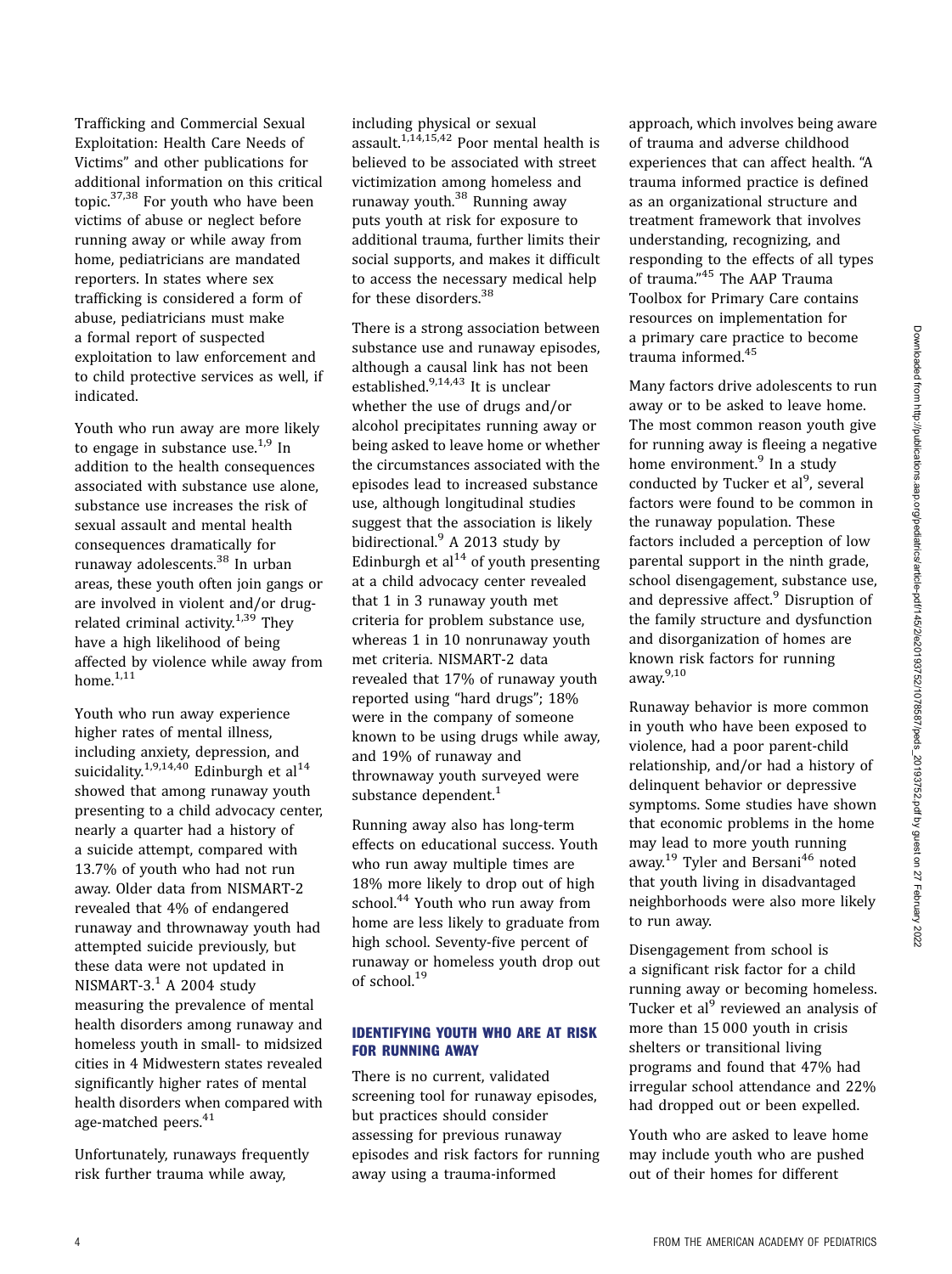Trafficking and Commercial Sexual Exploitation: Health Care Needs of Victims" and other publications for additional information on this critical topic.[37,38] For youth who have been victims of abuse or neglect before running away or while away from home, pediatricians are mandated reporters. In states where sex trafficking is considered a form of abuse, pediatricians must make a formal report of suspected exploitation to law enforcement and to child protective services as well, if indicated.

Youth who run away are more likely to engage in substance use.[1,9] In addition to the health consequences associated with substance use alone, substance use increases the risk of sexual assault and mental health consequences dramatically for runaway adolescents.[38] In urban areas, these youth often join gangs or are involved in violent and/or drug-related criminal activity.[1,39] They have a high likelihood of being affected by violence while away from home.[1,11]

Youth who run away experience higher rates of mental illness, including anxiety, depression, and suicidality.[1,9,14,40] Edinburgh et al[14] showed that among runaway youth presenting to a child advocacy center, nearly a quarter had a history of a suicide attempt, compared with 13.7% of youth who had not run away. Older data from NISMART-2 revealed that 4% of endangered runaway and thrownaway youth had attempted suicide previously, but these data were not updated in NISMART-3.[1] A 2004 study measuring the prevalence of mental health disorders among runaway and homeless youth in small- to midsized cities in 4 Midwestern states revealed significantly higher rates of mental health disorders when compared with age-matched peers.[41]

Unfortunately, runaways frequently risk further trauma while away, including physical or sexual assault.[1,14,15,42] Poor mental health is believed to be associated with street victimization among homeless and runaway youth.[38] Running away puts youth at risk for exposure to additional trauma, further limits their social supports, and makes it difficult to access the necessary medical help for these disorders.[38]

There is a strong association between substance use and runaway episodes, although a causal link has not been established.[9,14,43] It is unclear whether the use of drugs and/or alcohol precipitates running away or being asked to leave home or whether the circumstances associated with the episodes lead to increased substance use, although longitudinal studies suggest that the association is likely bidirectional.[9] A 2013 study by Edinburgh et al[14] of youth presenting at a child advocacy center revealed that 1 in 3 runaway youth met criteria for problem substance use, whereas 1 in 10 nonrunaway youth met criteria. NISMART-2 data revealed that 17% of runaway youth reported using "hard drugs"; 18% were in the company of someone known to be using drugs while away, and 19% of runaway and thrownaway youth surveyed were substance dependent.[1]

Running away also has long-term effects on educational success. Youth who run away multiple times are 18% more likely to drop out of high school.[44] Youth who run away from home are less likely to graduate from high school. Seventy-five percent of runaway or homeless youth drop out of school.[19]

## IDENTIFYING YOUTH WHO ARE AT RISK FOR RUNNING AWAY

There is no current, validated screening tool for runaway episodes, but practices should consider assessing for previous runaway episodes and risk factors for running away using a trauma-informed approach, which involves being aware of trauma and adverse childhood experiences that can affect health. "A trauma informed practice is defined as an organizational structure and treatment framework that involves understanding, recognizing, and responding to the effects of all types of trauma."[45] The AAP Trauma Toolbox for Primary Care contains resources on implementation for a primary care practice to become trauma informed.[45]

Many factors drive adolescents to run away or to be asked to leave home. The most common reason youth give for running away is fleeing a negative home environment.[9] In a study conducted by Tucker et al[9], several factors were found to be common in the runaway population. These factors included a perception of low parental support in the ninth grade, school disengagement, substance use, and depressive affect.[9] Disruption of the family structure and dysfunction and disorganization of homes are known risk factors for running away.[9,10]

Runaway behavior is more common in youth who have been exposed to violence, had a poor parent-child relationship, and/or had a history of delinquent behavior or depressive symptoms. Some studies have shown that economic problems in the home may lead to more youth running away.[19] Tyler and Bersani[46] noted that youth living in disadvantaged neighborhoods were also more likely to run away.

Disengagement from school is a significant risk factor for a child running away or becoming homeless. Tucker et al[9] reviewed an analysis of more than 15 000 youth in crisis shelters or transitional living programs and found that 47% had irregular school attendance and 22% had dropped out or been expelled.

Youth who are asked to leave home may include youth who are pushed out of their homes for different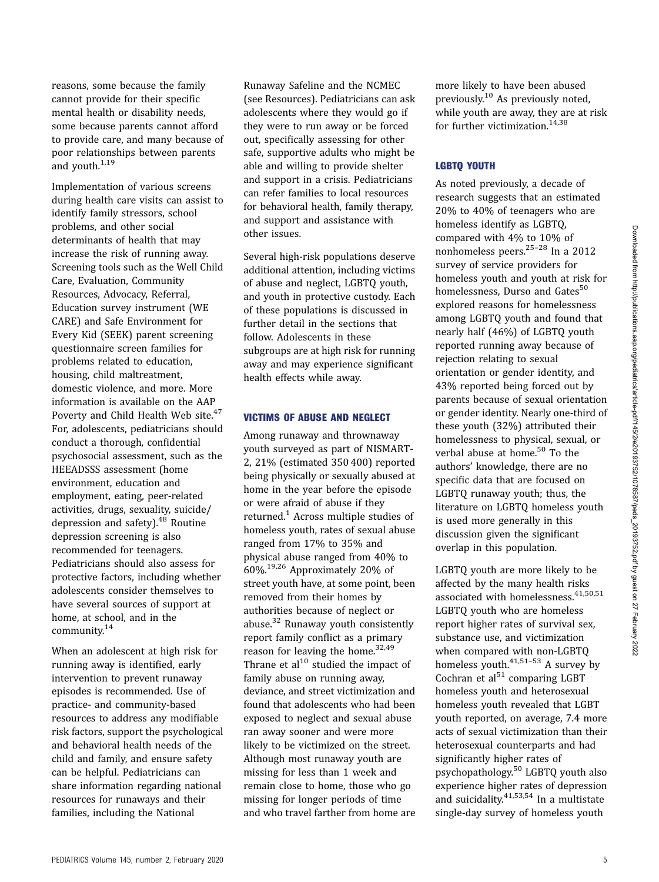reasons, some because the family cannot provide for their specific mental health or disability needs, some because parents cannot afford to provide care, and many because of poor relationships between parents and youth.[1,19]

Implementation of various screens during health care visits can assist to identify family stressors, school problems, and other social determinants of health that may increase the risk of running away. Screening tools such as the Well Child Care, Evaluation, Community Resources, Advocacy, Referral, Education survey instrument (WE CARE) and Safe Environment for Every Kid (SEEK) parent screening questionnaire screen families for problems related to education, housing, child maltreatment, domestic violence, and more. More information is available on the AAP Poverty and Child Health Web site.[47] For, adolescents, pediatricians should conduct a thorough, confidential psychosocial assessment, such as the HEEADSSS assessment (home environment, education and employment, eating, peer-related activities, drugs, sexuality, suicide/depression and safety).[48] Routine depression screening is also recommended for teenagers. Pediatricians should also assess for protective factors, including whether adolescents consider themselves to have several sources of support at home, at school, and in the community.[14]

When an adolescent at high risk for running away is identified, early intervention to prevent runaway episodes is recommended. Use of practice- and community-based resources to address any modifiable risk factors, support the psychological and behavioral health needs of the child and family, and ensure safety can be helpful. Pediatricians can share information regarding national resources for runaways and their families, including the National Runaway Safeline and the NCMEC (see Resources). Pediatricians can ask adolescents where they would go if they were to run away or be forced out, specifically assessing for other safe, supportive adults who might be able and willing to provide shelter and support in a crisis. Pediatricians can refer families to local resources for behavioral health, family therapy, and support and assistance with other issues.

Several high-risk populations deserve additional attention, including victims of abuse and neglect, LGBTQ youth, and youth in protective custody. Each of these populations is discussed in further detail in the sections that follow. Adolescents in these subgroups are at high risk for running away and may experience significant health effects while away.

## VICTIMS OF ABUSE AND NEGLECT

Among runaway and thrownaway youth surveyed as part of NISMART-2, 21% (estimated 350 400) reported being physically or sexually abused at home in the year before the episode or were afraid of abuse if they returned.[1] Across multiple studies of homeless youth, rates of sexual abuse ranged from 17% to 35% and physical abuse ranged from 40% to 60%.[19,26] Approximately 20% of street youth have, at some point, been removed from their homes by authorities because of neglect or abuse.[32] Runaway youth consistently report family conflict as a primary reason for leaving the home.[32,49] Thrane et al[10] studied the impact of family abuse on running away, deviance, and street victimization and found that adolescents who had been exposed to neglect and sexual abuse ran away sooner and were more likely to be victimized on the street. Although most runaway youth are missing for less than 1 week and remain close to home, those who go missing for longer periods of time and who travel farther from home are more likely to have been abused previously.[10] As previously noted, while youth are away, they are at risk for further victimization.[14,38]

## LGBTQ YOUTH

As noted previously, a decade of research suggests that an estimated 20% to 40% of teenagers who are homeless identify as LGBTQ, compared with 4% to 10% of nonhomeless peers.[25–28] In a 2012 survey of service providers for homeless youth and youth at risk for homelessness, Durso and Gates[50] explored reasons for homelessness among LGBTQ youth and found that nearly half (46%) of LGBTQ youth reported running away because of rejection relating to sexual orientation or gender identity, and 43% reported being forced out by parents because of sexual orientation or gender identity. Nearly one-third of these youth (32%) attributed their homelessness to physical, sexual, or verbal abuse at home.[50] To the authors' knowledge, there are no specific data that are focused on LGBTQ runaway youth; thus, the literature on LGBTQ homeless youth is used more generally in this discussion given the significant overlap in this population.

LGBTQ youth are more likely to be affected by the many health risks associated with homelessness.[41,50,51] LGBTQ youth who are homeless report higher rates of survival sex, substance use, and victimization when compared with non-LGBTQ homeless youth.[41,51–53] A survey by Cochran et al[51] comparing LGBT homeless youth and heterosexual homeless youth revealed that LGBT youth reported, on average, 7.4 more acts of sexual victimization than their heterosexual counterparts and had significantly higher rates of psychopathology.[50] LGBTQ youth also experience higher rates of depression and suicidality.[41,53,54] In a multistate single-day survey of homeless youth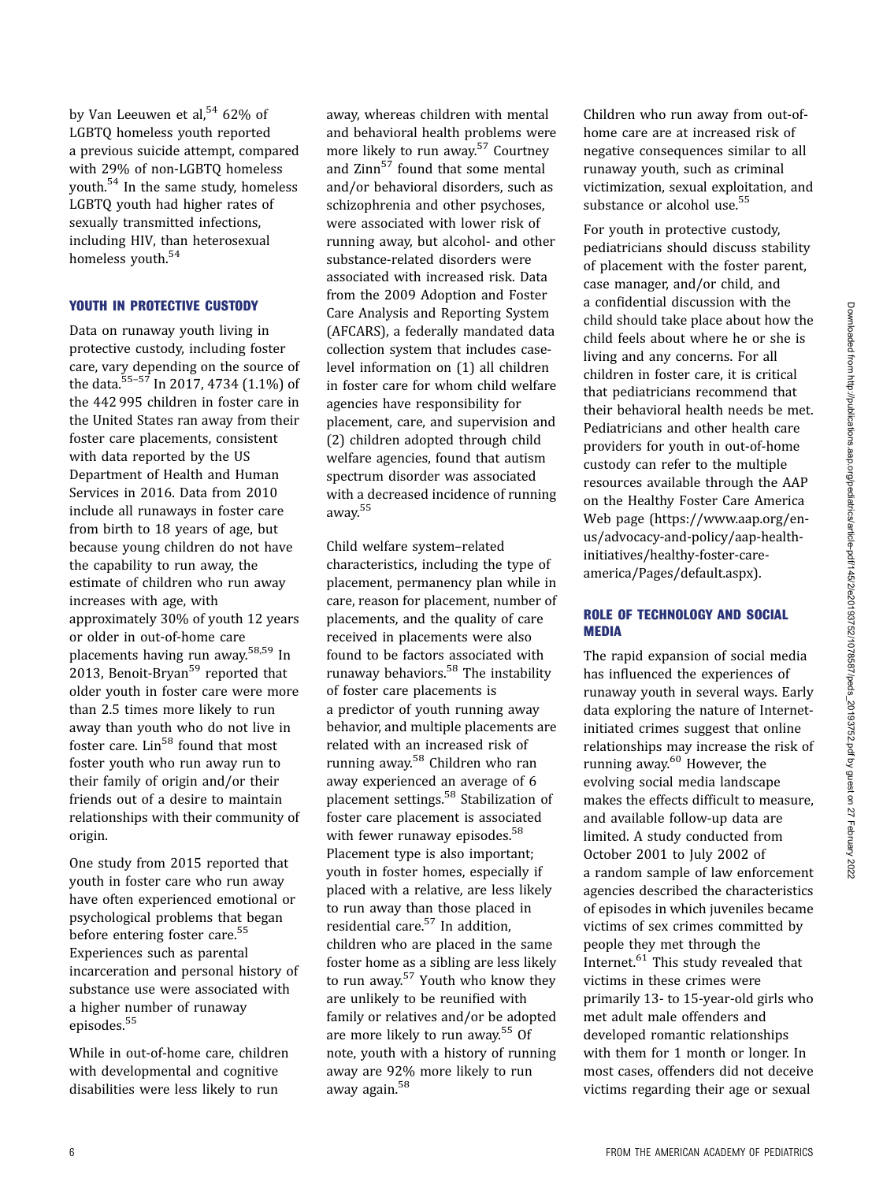by Van Leeuwen et al,[54] 62% of LGBTQ homeless youth reported a previous suicide attempt, compared with 29% of non-LGBTQ homeless youth.[54] In the same study, homeless LGBTQ youth had higher rates of sexually transmitted infections, including HIV, than heterosexual homeless youth.[54]

## YOUTH IN PROTECTIVE CUSTODY

Data on runaway youth living in protective custody, including foster care, vary depending on the source of the data.[55–57] In 2017, 4734 (1.1%) of the 442 995 children in foster care in the United States ran away from their foster care placements, consistent with data reported by the US Department of Health and Human Services in 2016. Data from 2010 include all runaways in foster care from birth to 18 years of age, but because young children do not have the capability to run away, the estimate of children who run away increases with age, with approximately 30% of youth 12 years or older in out-of-home care placements having run away.[58,59] In 2013, Benoit-Bryan[59] reported that older youth in foster care were more than 2.5 times more likely to run away than youth who do not live in foster care. Lin[58] found that most foster youth who run away run to their family of origin and/or their friends out of a desire to maintain relationships with their community of origin.

One study from 2015 reported that youth in foster care who run away have often experienced emotional or psychological problems that began before entering foster care.[55] Experiences such as parental incarceration and personal history of substance use were associated with a higher number of runaway episodes.[55]

While in out-of-home care, children with developmental and cognitive disabilities were less likely to run away, whereas children with mental and behavioral health problems were more likely to run away.[57] Courtney and Zinn[57] found that some mental and/or behavioral disorders, such as schizophrenia and other psychoses, were associated with lower risk of running away, but alcohol- and other substance-related disorders were associated with increased risk. Data from the 2009 Adoption and Foster Care Analysis and Reporting System (AFCARS), a federally mandated data collection system that includes case-level information on (1) all children in foster care for whom child welfare agencies have responsibility for placement, care, and supervision and (2) children adopted through child welfare agencies, found that autism spectrum disorder was associated with a decreased incidence of running away.[55]

Child welfare system–related characteristics, including the type of placement, permanency plan while in care, reason for placement, number of placements, and the quality of care received in placements were also found to be factors associated with runaway behaviors.[58] The instability of foster care placements is a predictor of youth running away behavior, and multiple placements are related with an increased risk of running away.[58] Children who ran away experienced an average of 6 placement settings.[58] Stabilization of foster care placement is associated with fewer runaway episodes.[58] Placement type is also important; youth in foster homes, especially if placed with a relative, are less likely to run away than those placed in residential care.[57] In addition, children who are placed in the same foster home as a sibling are less likely to run away.[57] Youth who know they are unlikely to be reunified with family or relatives and/or be adopted are more likely to run away.[55] Of note, youth with a history of running away are 92% more likely to run away again.[58]

Children who run away from out-of-home care are at increased risk of negative consequences similar to all runaway youth, such as criminal victimization, sexual exploitation, and substance or alcohol use.[55]

For youth in protective custody, pediatricians should discuss stability of placement with the foster parent, case manager, and/or child, and a confidential discussion with the child should take place about how the child feels about where he or she is living and any concerns. For all children in foster care, it is critical that pediatricians recommend that their behavioral health needs be met. Pediatricians and other health care providers for youth in out-of-home custody can refer to the multiple resources available through the AAP on the Healthy Foster Care America Web page (https://www.aap.org/en-us/advocacy-and-policy/aap-health-initiatives/healthy-foster-care-america/Pages/default.aspx).

## ROLE OF TECHNOLOGY AND SOCIAL MEDIA

The rapid expansion of social media has influenced the experiences of runaway youth in several ways. Early data exploring the nature of Internet-initiated crimes suggest that online relationships may increase the risk of running away.[60] However, the evolving social media landscape makes the effects difficult to measure, and available follow-up data are limited. A study conducted from October 2001 to July 2002 of a random sample of law enforcement agencies described the characteristics of episodes in which juveniles became victims of sex crimes committed by people they met through the Internet.[61] This study revealed that victims in these crimes were primarily 13- to 15-year-old girls who met adult male offenders and developed romantic relationships with them for 1 month or longer. In most cases, offenders did not deceive victims regarding their age or sexual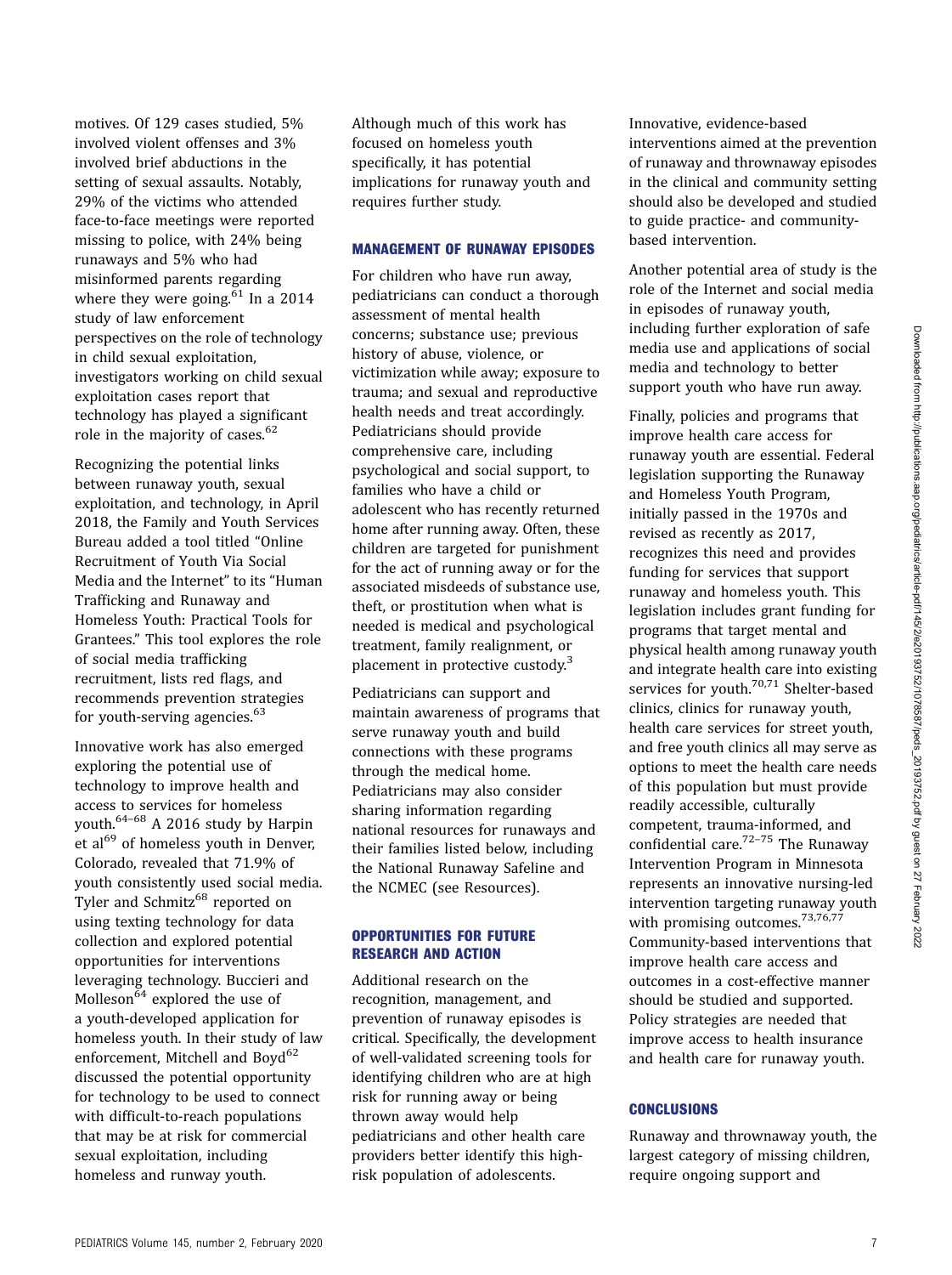motives. Of 129 cases studied, 5% involved violent offenses and 3% involved brief abductions in the setting of sexual assaults. Notably, 29% of the victims who attended face-to-face meetings were reported missing to police, with 24% being runaways and 5% who had misinformed parents regarding where they were going.[61] In a 2014 study of law enforcement perspectives on the role of technology in child sexual exploitation, investigators working on child sexual exploitation cases report that technology has played a significant role in the majority of cases.[62]

Recognizing the potential links between runaway youth, sexual exploitation, and technology, in April 2018, the Family and Youth Services Bureau added a tool titled "Online Recruitment of Youth Via Social Media and the Internet" to its "Human Trafficking and Runaway and Homeless Youth: Practical Tools for Grantees." This tool explores the role of social media trafficking recruitment, lists red flags, and recommends prevention strategies for youth-serving agencies.[63]

Innovative work has also emerged exploring the potential use of technology to improve health and access to services for homeless youth.[64–68] A 2016 study by Harpin et al[69] of homeless youth in Denver, Colorado, revealed that 71.9% of youth consistently used social media. Tyler and Schmitz[68] reported on using texting technology for data collection and explored potential opportunities for interventions leveraging technology. Buccieri and Molleson[64] explored the use of a youth-developed application for homeless youth. In their study of law enforcement, Mitchell and Boyd[62] discussed the potential opportunity for technology to be used to connect with difficult-to-reach populations that may be at risk for commercial sexual exploitation, including homeless and runway youth.

Although much of this work has focused on homeless youth specifically, it has potential implications for runaway youth and requires further study.

## MANAGEMENT OF RUNAWAY EPISODES

For children who have run away, pediatricians can conduct a thorough assessment of mental health concerns; substance use; previous history of abuse, violence, or victimization while away; exposure to trauma; and sexual and reproductive health needs and treat accordingly. Pediatricians should provide comprehensive care, including psychological and social support, to families who have a child or adolescent who has recently returned home after running away. Often, these children are targeted for punishment for the act of running away or for the associated misdeeds of substance use, theft, or prostitution when what is needed is medical and psychological treatment, family realignment, or placement in protective custody.[3]

Pediatricians can support and maintain awareness of programs that serve runaway youth and build connections with these programs through the medical home. Pediatricians may also consider sharing information regarding national resources for runaways and their families listed below, including the National Runaway Safeline and the NCMEC (see Resources).

## OPPORTUNITIES FOR FUTURE RESEARCH AND ACTION

Additional research on the recognition, management, and prevention of runaway episodes is critical. Specifically, the development of well-validated screening tools for identifying children who are at high risk for running away or being thrown away would help pediatricians and other health care providers better identify this high-risk population of adolescents.

Innovative, evidence-based interventions aimed at the prevention of runaway and thrownaway episodes in the clinical and community setting should also be developed and studied to guide practice- and community-based intervention.

Another potential area of study is the role of the Internet and social media in episodes of runaway youth, including further exploration of safe media use and applications of social media and technology to better support youth who have run away.

Finally, policies and programs that improve health care access for runaway youth are essential. Federal legislation supporting the Runaway and Homeless Youth Program, initially passed in the 1970s and revised as recently as 2017, recognizes this need and provides funding for services that support runaway and homeless youth. This legislation includes grant funding for programs that target mental and physical health among runaway youth and integrate health care into existing services for youth.[70,71] Shelter-based clinics, clinics for runaway youth, health care services for street youth, and free youth clinics all may serve as options to meet the health care needs of this population but must provide readily accessible, culturally competent, trauma-informed, and confidential care.[72–75] The Runaway Intervention Program in Minnesota represents an innovative nursing-led intervention targeting runaway youth with promising outcomes.[73,76,77] Community-based interventions that improve health care access and outcomes in a cost-effective manner should be studied and supported. Policy strategies are needed that improve access to health insurance and health care for runaway youth.

## CONCLUSIONS

Runaway and thrownaway youth, the largest category of missing children, require ongoing support and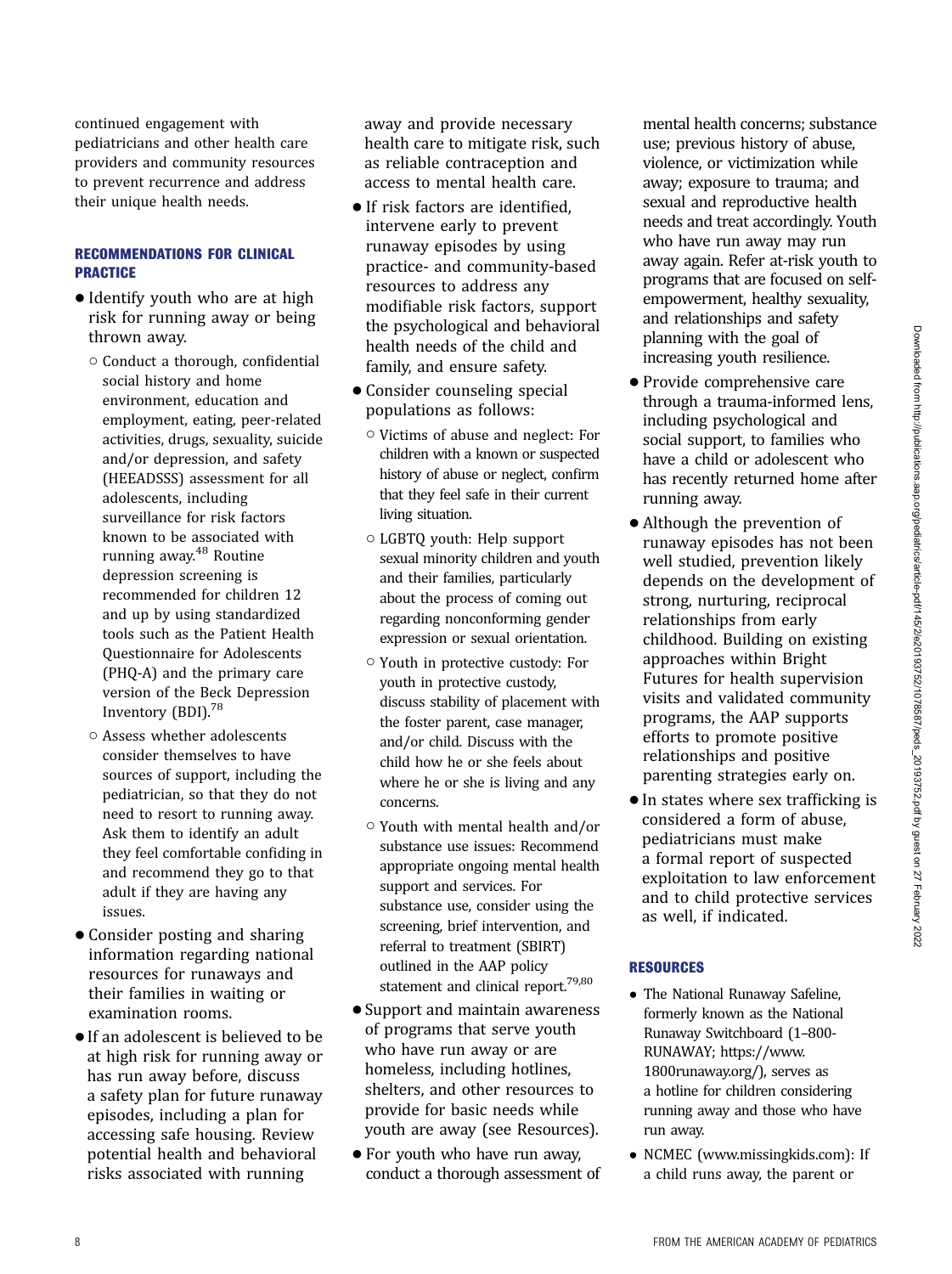continued engagement with pediatricians and other health care providers and community resources to prevent recurrence and address their unique health needs.

## RECOMMENDATIONS FOR CLINICAL PRACTICE

- Identify youth who are at high risk for running away or being thrown away.
  - Conduct a thorough, confidential social history and home environment, education and employment, eating, peer-related activities, drugs, sexuality, suicide and/or depression, and safety (HEEADSSS) assessment for all adolescents, including surveillance for risk factors known to be associated with running away.[48] Routine depression screening is recommended for children 12 and up by using standardized tools such as the Patient Health Questionnaire for Adolescents (PHQ-A) and the primary care version of the Beck Depression Inventory (BDI).[78]
  - Assess whether adolescents consider themselves to have sources of support, including the pediatrician, so that they do not need to resort to running away. Ask them to identify an adult they feel comfortable confiding in and recommend they go to that adult if they are having any issues.
- Consider posting and sharing information regarding national resources for runaways and their families in waiting or examination rooms.
- If an adolescent is believed to be at high risk for running away or has run away before, discuss a safety plan for future runaway episodes, including a plan for accessing safe housing. Review potential health and behavioral risks associated with running away and provide necessary health care to mitigate risk, such as reliable contraception and access to mental health care.
- If risk factors are identified, intervene early to prevent runaway episodes by using practice- and community-based resources to address any modifiable risk factors, support the psychological and behavioral health needs of the child and family, and ensure safety.
- Consider counseling special populations as follows:
  - Victims of abuse and neglect: For children with a known or suspected history of abuse or neglect, confirm that they feel safe in their current living situation.
  - LGBTQ youth: Help support sexual minority children and youth and their families, particularly about the process of coming out regarding nonconforming gender expression or sexual orientation.
  - Youth in protective custody: For youth in protective custody, discuss stability of placement with the foster parent, case manager, and/or child. Discuss with the child how he or she feels about where he or she is living and any concerns.
  - Youth with mental health and/or substance use issues: Recommend appropriate ongoing mental health support and services. For substance use, consider using the screening, brief intervention, and referral to treatment (SBIRT) outlined in the AAP policy statement and clinical report.[79,80]
- Support and maintain awareness of programs that serve youth who have run away or are homeless, including hotlines, shelters, and other resources to provide for basic needs while youth are away (see Resources).
- For youth who have run away, conduct a thorough assessment of mental health concerns; substance use; previous history of abuse, violence, or victimization while away; exposure to trauma; and sexual and reproductive health needs and treat accordingly. Youth who have run away may run away again. Refer at-risk youth to programs that are focused on self-empowerment, healthy sexuality, and relationships and safety planning with the goal of increasing youth resilience.
- Provide comprehensive care through a trauma-informed lens, including psychological and social support, to families who have a child or adolescent who has recently returned home after running away.
- Although the prevention of runaway episodes has not been well studied, prevention likely depends on the development of strong, nurturing, reciprocal relationships from early childhood. Building on existing approaches within Bright Futures for health supervision visits and validated community programs, the AAP supports efforts to promote positive relationships and positive parenting strategies early on.
- In states where sex trafficking is considered a form of abuse, pediatricians must make a formal report of suspected exploitation to law enforcement and to child protective services as well, if indicated.

## RESOURCES

- The National Runaway Safeline, formerly known as the National Runaway Switchboard (1–800-RUNAWAY; https://www.1800runaway.org/), serves as a hotline for children considering running away and those who have run away.
- NCMEC (www.missingkids.com): If a child runs away, the parent or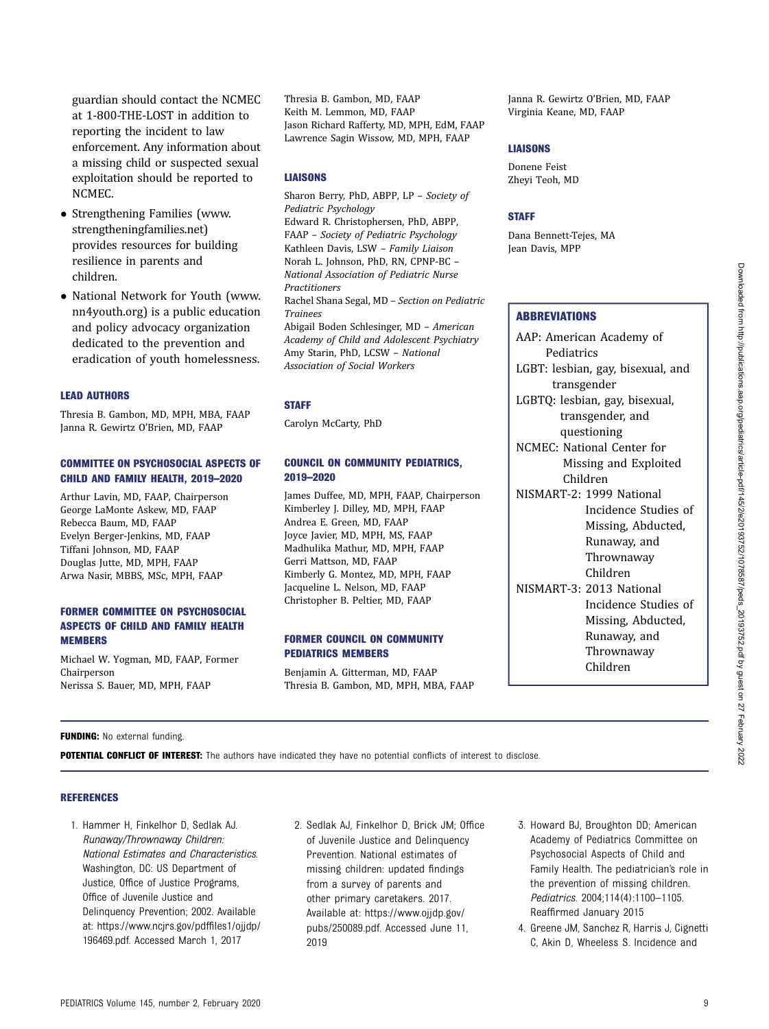guardian should contact the NCMEC at 1-800-THE-LOST in addition to reporting the incident to law enforcement. Any information about a missing child or suspected sexual exploitation should be reported to NCMEC.

- Strengthening Families (www.strengtheningfamilies.net) provides resources for building resilience in parents and children.
- National Network for Youth (www.nn4youth.org) is a public education and policy advocacy organization dedicated to the prevention and eradication of youth homelessness.

### LEAD AUTHORS

Thresia B. Gambon, MD, MPH, MBA, FAAP
Janna R. Gewirtz O'Brien, MD, FAAP

### COMMITTEE ON PSYCHOSOCIAL ASPECTS OF CHILD AND FAMILY HEALTH, 2019–2020

Arthur Lavin, MD, FAAP, Chairperson
George LaMonte Askew, MD, FAAP
Rebecca Baum, MD, FAAP
Evelyn Berger-Jenkins, MD, FAAP
Tiffani Johnson, MD, FAAP
Douglas Jutte, MD, MPH, FAAP
Arwa Nasir, MBBS, MSc, MPH, FAAP

### FORMER COMMITTEE ON PSYCHOSOCIAL ASPECTS OF CHILD AND FAMILY HEALTH MEMBERS

Michael W. Yogman, MD, FAAP, Former Chairperson
Nerissa S. Bauer, MD, MPH, FAAP
Thresia B. Gambon, MD, FAAP
Keith M. Lemmon, MD, FAAP
Jason Richard Rafferty, MD, MPH, EdM, FAAP
Lawrence Sagin Wissow, MD, MPH, FAAP

### LIAISONS

Sharon Berry, PhD, ABPP, LP – *Society of Pediatric Psychology*
Edward R. Christophersen, PhD, ABPP, FAAP – *Society of Pediatric Psychology*
Kathleen Davis, LSW – *Family Liaison*
Norah L. Johnson, PhD, RN, CPNP-BC – *National Association of Pediatric Nurse Practitioners*
Rachel Shana Segal, MD – *Section on Pediatric Trainees*
Abigail Boden Schlesinger, MD – *American Academy of Child and Adolescent Psychiatry*
Amy Starin, PhD, LCSW – *National Association of Social Workers*

### STAFF

Carolyn McCarty, PhD

### COUNCIL ON COMMUNITY PEDIATRICS, 2019–2020

James Duffee, MD, MPH, FAAP, Chairperson
Kimberley J. Dilley, MD, MPH, FAAP
Andrea E. Green, MD, FAAP
Joyce Javier, MD, MPH, MS, FAAP
Madhulika Mathur, MD, MPH, FAAP
Gerri Mattson, MD, FAAP
Kimberly G. Montez, MD, MPH, FAAP
Jacqueline L. Nelson, MD, FAAP
Christopher B. Peltier, MD, FAAP

### FORMER COUNCIL ON COMMUNITY PEDIATRICS MEMBERS

Benjamin A. Gitterman, MD, FAAP
Thresia B. Gambon, MD, MPH, MBA, FAAP
Janna R. Gewirtz O'Brien, MD, FAAP
Virginia Keane, MD, FAAP

### LIAISONS

Donene Feist
Zheyi Teoh, MD

### STAFF

Dana Bennett-Tejes, MA
Jean Davis, MPP

### ABBREVIATIONS

AAP: American Academy of Pediatrics
LGBT: lesbian, gay, bisexual, and transgender
LGBTQ: lesbian, gay, bisexual, transgender, and questioning
NCMEC: National Center for Missing and Exploited Children
NISMART-2: 1999 National Incidence Studies of Missing, Abducted, Runaway, and Thrownaway Children
NISMART-3: 2013 National Incidence Studies of Missing, Abducted, Runaway, and Thrownaway Children

**FUNDING:** No external funding.

**POTENTIAL CONFLICT OF INTEREST:** The authors have indicated they have no potential conflicts of interest to disclose.

### REFERENCES

1. Hammer H, Finkelhor D, Sedlak AJ. *Runaway/Thrownaway Children: National Estimates and Characteristics*. Washington, DC: US Department of Justice, Office of Justice Programs, Office of Juvenile Justice and Delinquency Prevention; 2002. Available at: https://www.ncjrs.gov/pdffiles1/ojjdp/196469.pdf. Accessed March 1, 2017
2. Sedlak AJ, Finkelhor D, Brick JM; Office of Juvenile Justice and Delinquency Prevention. National estimates of missing children: updated findings from a survey of parents and other primary caretakers. 2017. Available at: https://www.ojjdp.gov/pubs/250089.pdf. Accessed June 11, 2019
3. Howard BJ, Broughton DD; American Academy of Pediatrics Committee on Psychosocial Aspects of Child and Family Health. The pediatrician's role in the prevention of missing children. *Pediatrics*. 2004;114(4):1100–1105. Reaffirmed January 2015
4. Greene JM, Sanchez R, Harris J, Cignetti C, Akin D, Wheeless S. Incidence and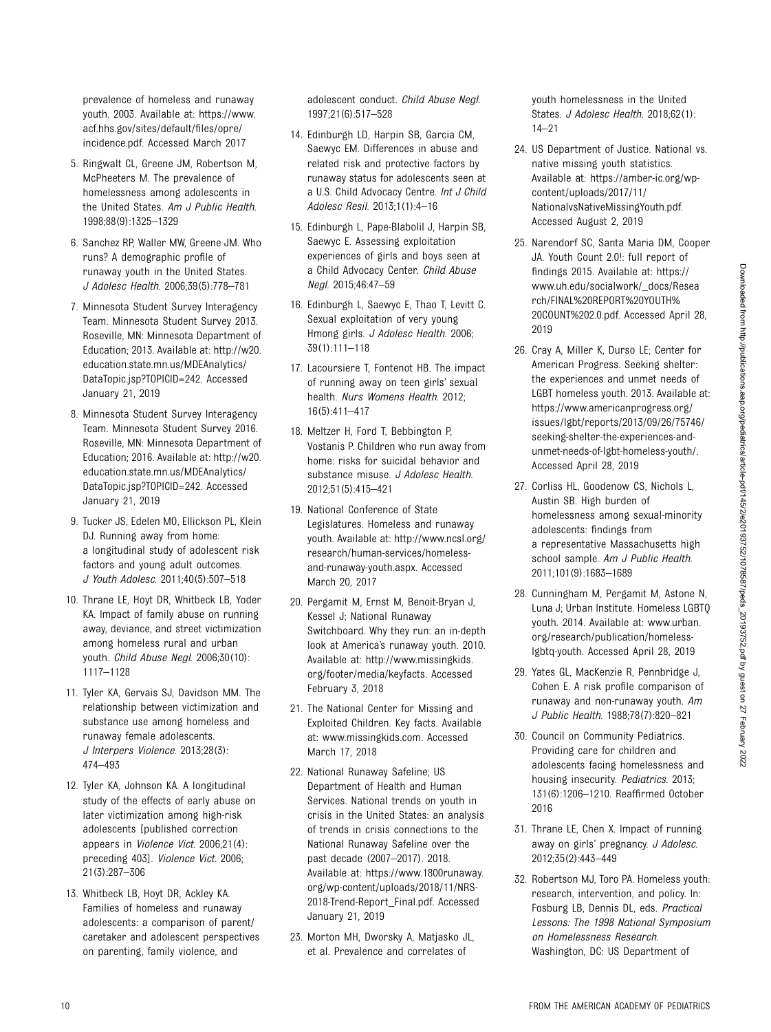prevalence of homeless and runaway youth. 2003. Available at: https://www.acf.hhs.gov/sites/default/files/opre/incidence.pdf. Accessed March 2017

5. Ringwalt CL, Greene JM, Robertson M, McPheeters M. The prevalence of homelessness among adolescents in the United States. *Am J Public Health*. 1998;88(9):1325–1329
6. Sanchez RP, Waller MW, Greene JM. Who runs? A demographic profile of runaway youth in the United States. *J Adolesc Health*. 2006;39(5):778–781
7. Minnesota Student Survey Interagency Team. Minnesota Student Survey 2013. Roseville, MN: Minnesota Department of Education; 2013. Available at: http://w20.education.state.mn.us/MDEAnalytics/DataTopic.jsp?TOPICID=242. Accessed January 21, 2019
8. Minnesota Student Survey Interagency Team. Minnesota Student Survey 2016. Roseville, MN: Minnesota Department of Education; 2016. Available at: http://w20.education.state.mn.us/MDEAnalytics/DataTopic.jsp?TOPICID=242. Accessed January 21, 2019
9. Tucker JS, Edelen MO, Ellickson PL, Klein DJ. Running away from home: a longitudinal study of adolescent risk factors and young adult outcomes. *J Youth Adolesc*. 2011;40(5):507–518
10. Thrane LE, Hoyt DR, Whitbeck LB, Yoder KA. Impact of family abuse on running away, deviance, and street victimization among homeless rural and urban youth. *Child Abuse Negl*. 2006;30(10):1117–1128
11. Tyler KA, Gervais SJ, Davidson MM. The relationship between victimization and substance use among homeless and runaway female adolescents. *J Interpers Violence*. 2013;28(3):474–493
12. Tyler KA, Johnson KA. A longitudinal study of the effects of early abuse on later victimization among high-risk adolescents [published correction appears in *Violence Vict*. 2006;21(4):preceding 403]. *Violence Vict*. 2006;21(3):287–306
13. Whitbeck LB, Hoyt DR, Ackley KA. Families of homeless and runaway adolescents: a comparison of parent/caretaker and adolescent perspectives on parenting, family violence, and adolescent conduct. *Child Abuse Negl*. 1997;21(6):517–528
14. Edinburgh LD, Harpin SB, Garcia CM, Saewyc EM. Differences in abuse and related risk and protective factors by runaway status for adolescents seen at a U.S. Child Advocacy Centre. *Int J Child Adolesc Resil*. 2013;1(1):4–16
15. Edinburgh L, Pape-Blabolil J, Harpin SB, Saewyc E. Assessing exploitation experiences of girls and boys seen at a Child Advocacy Center. *Child Abuse Negl*. 2015;46:47–59
16. Edinburgh L, Saewyc E, Thao T, Levitt C. Sexual exploitation of very young Hmong girls. *J Adolesc Health*. 2006;39(1):111–118
17. Lacoursiere T, Fontenot HB. The impact of running away on teen girls' sexual health. *Nurs Womens Health*. 2012;16(5):411–417
18. Meltzer H, Ford T, Bebbington P, Vostanis P. Children who run away from home: risks for suicidal behavior and substance misuse. *J Adolesc Health*. 2012;51(5):415–421
19. National Conference of State Legislatures. Homeless and runaway youth. Available at: http://www.ncsl.org/research/human-services/homeless-and-runaway-youth.aspx. Accessed March 20, 2017
20. Pergamit M, Ernst M, Benoit-Bryan J, Kessel J; National Runaway Switchboard. Why they run: an in-depth look at America's runaway youth. 2010. Available at: http://www.missingkids.org/footer/media/keyfacts. Accessed February 3, 2018
21. The National Center for Missing and Exploited Children. Key facts. Available at: www.missingkids.com. Accessed March 17, 2018
22. National Runaway Safeline; US Department of Health and Human Services. National trends on youth in crisis in the United States: an analysis of trends in crisis connections to the National Runaway Safeline over the past decade (2007–2017). 2018. Available at: https://www.1800runaway.org/wp-content/uploads/2018/11/NRS-2018-Trend-Report_Final.pdf. Accessed January 21, 2019
23. Morton MH, Dworsky A, Matjasko JL, et al. Prevalence and correlates of youth homelessness in the United States. *J Adolesc Health*. 2018;62(1):14–21
24. US Department of Justice. National vs. native missing youth statistics. Available at: https://amber-ic.org/wp-content/uploads/2017/11/NationalvsNativeMissingYouth.pdf. Accessed August 2, 2019
25. Narendorf SC, Santa Maria DM, Cooper JA. Youth Count 2.0!: full report of findings 2015. Available at: https://www.uh.edu/socialwork/_docs/Research/FINAL%20REPORT%20YOUTH%20COUNT%202.0.pdf. Accessed April 28, 2019
26. Cray A, Miller K, Durso LE; Center for American Progress. Seeking shelter: the experiences and unmet needs of LGBT homeless youth. 2013. Available at: https://www.americanprogress.org/issues/lgbt/reports/2013/09/26/75746/seeking-shelter-the-experiences-and-unmet-needs-of-lgbt-homeless-youth/. Accessed April 28, 2019
27. Corliss HL, Goodenow CS, Nichols L, Austin SB. High burden of homelessness among sexual-minority adolescents: findings from a representative Massachusetts high school sample. *Am J Public Health*. 2011;101(9):1683–1689
28. Cunningham M, Pergamit M, Astone N, Luna J; Urban Institute. Homeless LGBTQ youth. 2014. Available at: www.urban.org/research/publication/homeless-lgbtq-youth. Accessed April 28, 2019
29. Yates GL, MacKenzie R, Pennbridge J, Cohen E. A risk profile comparison of runaway and non-runaway youth. *Am J Public Health*. 1988;78(7):820–821
30. Council on Community Pediatrics. Providing care for children and adolescents facing homelessness and housing insecurity. *Pediatrics*. 2013;131(6):1206–1210. Reaffirmed October 2016
31. Thrane LE, Chen X. Impact of running away on girls' pregnancy. *J Adolesc*. 2012;35(2):443–449
32. Robertson MJ, Toro PA. Homeless youth: research, intervention, and policy. In: Fosburg LB, Dennis DL, eds. *Practical Lessons: The 1998 National Symposium on Homelessness Research*. Washington, DC: US Department of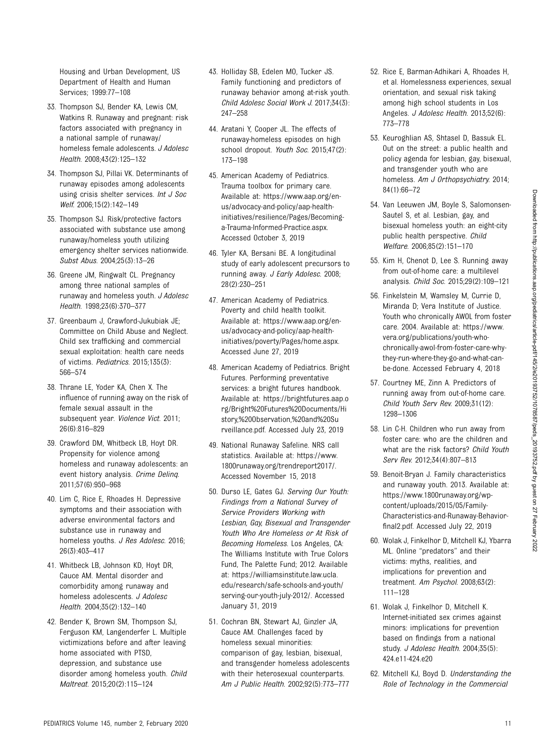Housing and Urban Development, US Department of Health and Human Services; 1999:77–108

33. Thompson SJ, Bender KA, Lewis CM, Watkins R. Runaway and pregnant: risk factors associated with pregnancy in a national sample of runaway/homeless female adolescents. *J Adolesc Health*. 2008;43(2):125–132

34. Thompson SJ, Pillai VK. Determinants of runaway episodes among adolescents using crisis shelter services. *Int J Soc Welf*. 2006;15(2):142–149

35. Thompson SJ. Risk/protective factors associated with substance use among runaway/homeless youth utilizing emergency shelter services nationwide. *Subst Abus*. 2004;25(3):13–26

36. Greene JM, Ringwalt CL. Pregnancy among three national samples of runaway and homeless youth. *J Adolesc Health*. 1998;23(6):370–377

37. Greenbaum J, Crawford-Jukubiak JE; Committee on Child Abuse and Neglect. Child sex trafficking and commercial sexual exploitation: health care needs of victims. *Pediatrics*. 2015;135(3):566–574

38. Thrane LE, Yoder KA, Chen X. The influence of running away on the risk of female sexual assault in the subsequent year. *Violence Vict*. 2011;26(6):816–829

39. Crawford DM, Whitbeck LB, Hoyt DR. Propensity for violence among homeless and runaway adolescents: an event history analysis. *Crime Delinq*. 2011;57(6):950–968

40. Lim C, Rice E, Rhoades H. Depressive symptoms and their association with adverse environmental factors and substance use in runaway and homeless youths. *J Res Adolesc*. 2016;26(3):403–417

41. Whitbeck LB, Johnson KD, Hoyt DR, Cauce AM. Mental disorder and comorbidity among runaway and homeless adolescents. *J Adolesc Health*. 2004;35(2):132–140

42. Bender K, Brown SM, Thompson SJ, Ferguson KM, Langenderfer L. Multiple victimizations before and after leaving home associated with PTSD, depression, and substance use disorder among homeless youth. *Child Maltreat*. 2015;20(2):115–124

43. Holliday SB, Edelen MO, Tucker JS. Family functioning and predictors of runaway behavior among at-risk youth. *Child Adolesc Social Work J*. 2017;34(3):247–258

44. Aratani Y, Cooper JL. The effects of runaway-homeless episodes on high school dropout. *Youth Soc*. 2015;47(2):173–198

45. American Academy of Pediatrics. Trauma toolbox for primary care. Available at: https://www.aap.org/en-us/advocacy-and-policy/aap-health-initiatives/resilience/Pages/Becoming-a-Trauma-Informed-Practice.aspx. Accessed October 3, 2019

46. Tyler KA, Bersani BE. A longitudinal study of early adolescent precursors to running away. *J Early Adolesc*. 2008;28(2):230–251

47. American Academy of Pediatrics. Poverty and child health toolkit. Available at: https://www.aap.org/en-us/advocacy-and-policy/aap-health-initiatives/poverty/Pages/home.aspx. Accessed June 27, 2019

48. American Academy of Pediatrics. Bright Futures. Performing preventative services: a bright futures handbook. Available at: https://brightfutures.aap.org/Bright%20Futures%20Documents/History,%20Observation,%20and%20Surveillance.pdf. Accessed July 23, 2019

49. National Runaway Safeline. NRS call statistics. Available at: https://www.1800runaway.org/trendreport2017/. Accessed November 15, 2018

50. Durso LE, Gates GJ. *Serving Our Youth: Findings from a National Survey of Service Providers Working with Lesbian, Gay, Bisexual and Transgender Youth Who Are Homeless or At Risk of Becoming Homeless*. Los Angeles, CA: The Williams Institute with True Colors Fund, The Palette Fund; 2012. Available at: https://williamsinstitute.law.ucla.edu/research/safe-schools-and-youth/serving-our-youth-july-2012/. Accessed January 31, 2019

51. Cochran BN, Stewart AJ, Ginzler JA, Cauce AM. Challenges faced by homeless sexual minorities: comparison of gay, lesbian, bisexual, and transgender homeless adolescents with their heterosexual counterparts. *Am J Public Health*. 2002;92(5):773–777

52. Rice E, Barman-Adhikari A, Rhoades H, et al. Homelessness experiences, sexual orientation, and sexual risk taking among high school students in Los Angeles. *J Adolesc Health*. 2013;52(6):773–778

53. Keuroghlian AS, Shtasel D, Bassuk EL. Out on the street: a public health and policy agenda for lesbian, gay, bisexual, and transgender youth who are homeless. *Am J Orthopsychiatry*. 2014;84(1):66–72

54. Van Leeuwen JM, Boyle S, Salomonsen-Sautel S, et al. Lesbian, gay, and bisexual homeless youth: an eight-city public health perspective. *Child Welfare*. 2006;85(2):151–170

55. Kim H, Chenot D, Lee S. Running away from out-of-home care: a multilevel analysis. *Child Soc*. 2015;29(2):109–121

56. Finkelstein M, Wamsley M, Currie D, Miranda D; Vera Institute of Justice. Youth who chronically AWOL from foster care. 2004. Available at: https://www.vera.org/publications/youth-who-chronically-awol-from-foster-care-why-they-run-where-they-go-and-what-can-be-done. Accessed February 4, 2018

57. Courtney ME, Zinn A. Predictors of running away from out-of-home care. *Child Youth Serv Rev*. 2009;31(12):1298–1306

58. Lin C-H. Children who run away from foster care: who are the children and what are the risk factors? *Child Youth Serv Rev*. 2012;34(4):807–813

59. Benoit-Bryan J. Family characteristics and runaway youth. 2013. Available at: https://www.1800runaway.org/wp-content/uploads/2015/05/Family-Characteristics-and-Runaway-Behavior-final2.pdf. Accessed July 22, 2019

60. Wolak J, Finkelhor D, Mitchell KJ, Ybarra ML. Online "predators" and their victims: myths, realities, and implications for prevention and treatment. *Am Psychol*. 2008;63(2):111–128

61. Wolak J, Finkelhor D, Mitchell K. Internet-initiated sex crimes against minors: implications for prevention based on findings from a national study. *J Adolesc Health*. 2004;35(5):424.e11-424.e20

62. Mitchell KJ, Boyd D. *Understanding the Role of Technology in the Commercial*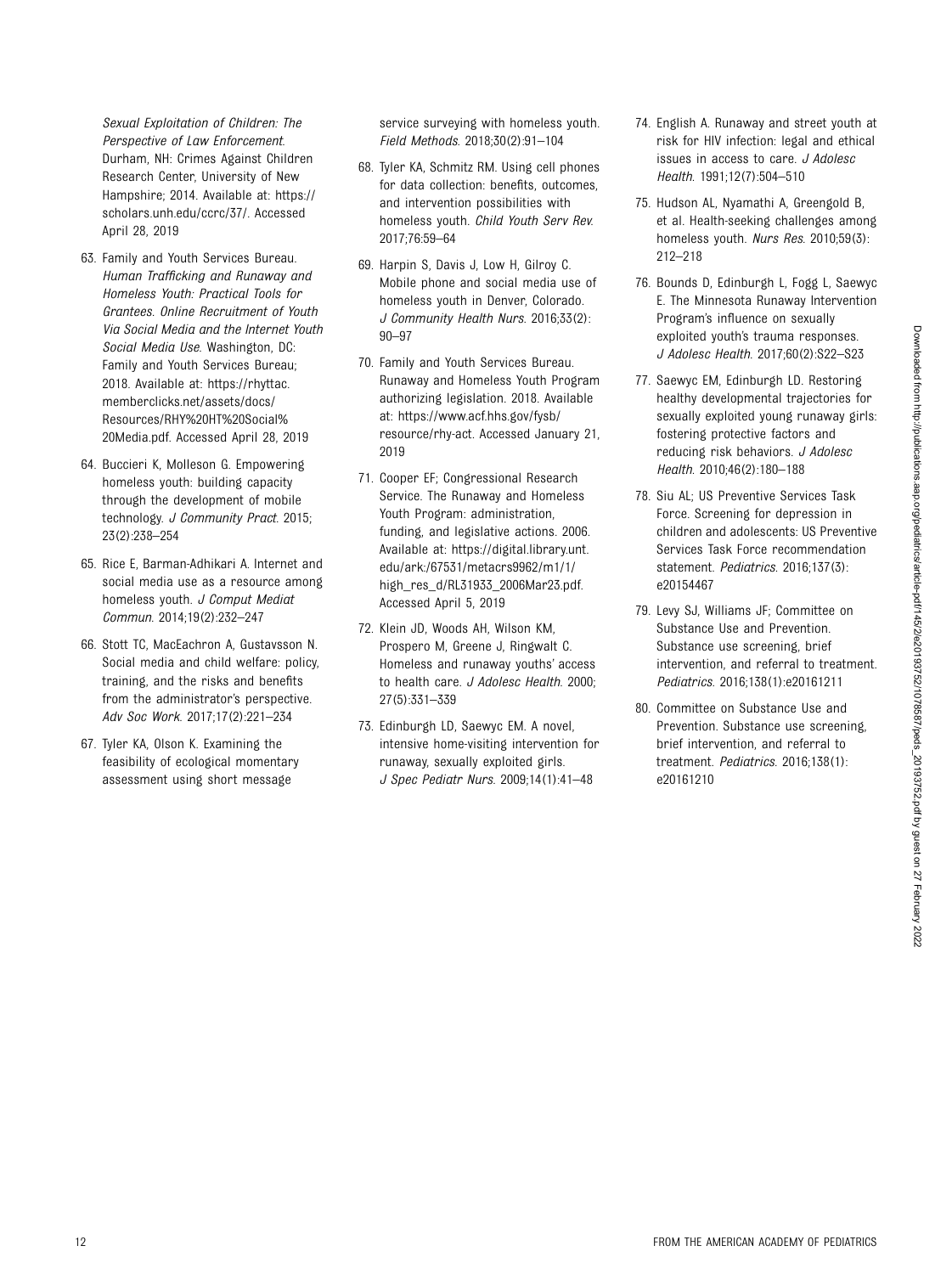*Sexual Exploitation of Children: The Perspective of Law Enforcement*. Durham, NH: Crimes Against Children Research Center, University of New Hampshire; 2014. Available at: https://scholars.unh.edu/ccrc/37/. Accessed April 28, 2019

63. Family and Youth Services Bureau. *Human Trafficking and Runaway and Homeless Youth: Practical Tools for Grantees. Online Recruitment of Youth Via Social Media and the Internet Youth Social Media Use*. Washington, DC: Family and Youth Services Bureau; 2018. Available at: https://rhyttac.memberclicks.net/assets/docs/Resources/RHY%20HT%20Social%20Media.pdf. Accessed April 28, 2019

64. Buccieri K, Molleson G. Empowering homeless youth: building capacity through the development of mobile technology. *J Community Pract*. 2015; 23(2):238–254

65. Rice E, Barman-Adhikari A. Internet and social media use as a resource among homeless youth. *J Comput Mediat Commun*. 2014;19(2):232–247

66. Stott TC, MacEachron A, Gustavsson N. Social media and child welfare: policy, training, and the risks and benefits from the administrator's perspective. *Adv Soc Work*. 2017;17(2):221–234

67. Tyler KA, Olson K. Examining the feasibility of ecological momentary assessment using short message service surveying with homeless youth. *Field Methods*. 2018;30(2):91–104

68. Tyler KA, Schmitz RM. Using cell phones for data collection: benefits, outcomes, and intervention possibilities with homeless youth. *Child Youth Serv Rev*. 2017;76:59–64

69. Harpin S, Davis J, Low H, Gilroy C. Mobile phone and social media use of homeless youth in Denver, Colorado. *J Community Health Nurs*. 2016;33(2): 90–97

70. Family and Youth Services Bureau. Runaway and Homeless Youth Program authorizing legislation. 2018. Available at: https://www.acf.hhs.gov/fysb/resource/rhy-act. Accessed January 21, 2019

71. Cooper EF; Congressional Research Service. The Runaway and Homeless Youth Program: administration, funding, and legislative actions. 2006. Available at: https://digital.library.unt.edu/ark:/67531/metacrs9962/m1/1/high_res_d/RL31933_2006Mar23.pdf. Accessed April 5, 2019

72. Klein JD, Woods AH, Wilson KM, Prospero M, Greene J, Ringwalt C. Homeless and runaway youths' access to health care. *J Adolesc Health*. 2000; 27(5):331–339

73. Edinburgh LD, Saewyc EM. A novel, intensive home-visiting intervention for runaway, sexually exploited girls. *J Spec Pediatr Nurs*. 2009;14(1):41–48

74. English A. Runaway and street youth at risk for HIV infection: legal and ethical issues in access to care. *J Adolesc Health*. 1991;12(7):504–510

75. Hudson AL, Nyamathi A, Greengold B, et al. Health-seeking challenges among homeless youth. *Nurs Res*. 2010;59(3): 212–218

76. Bounds D, Edinburgh L, Fogg L, Saewyc E. The Minnesota Runaway Intervention Program's influence on sexually exploited youth's trauma responses. *J Adolesc Health*. 2017;60(2):S22–S23

77. Saewyc EM, Edinburgh LD. Restoring healthy developmental trajectories for sexually exploited young runaway girls: fostering protective factors and reducing risk behaviors. *J Adolesc Health*. 2010;46(2):180–188

78. Siu AL; US Preventive Services Task Force. Screening for depression in children and adolescents: US Preventive Services Task Force recommendation statement. *Pediatrics*. 2016;137(3): e20154467

79. Levy SJ, Williams JF; Committee on Substance Use and Prevention. Substance use screening, brief intervention, and referral to treatment. *Pediatrics*. 2016;138(1):e20161211

80. Committee on Substance Use and Prevention. Substance use screening, brief intervention, and referral to treatment. *Pediatrics*. 2016;138(1): e20161210